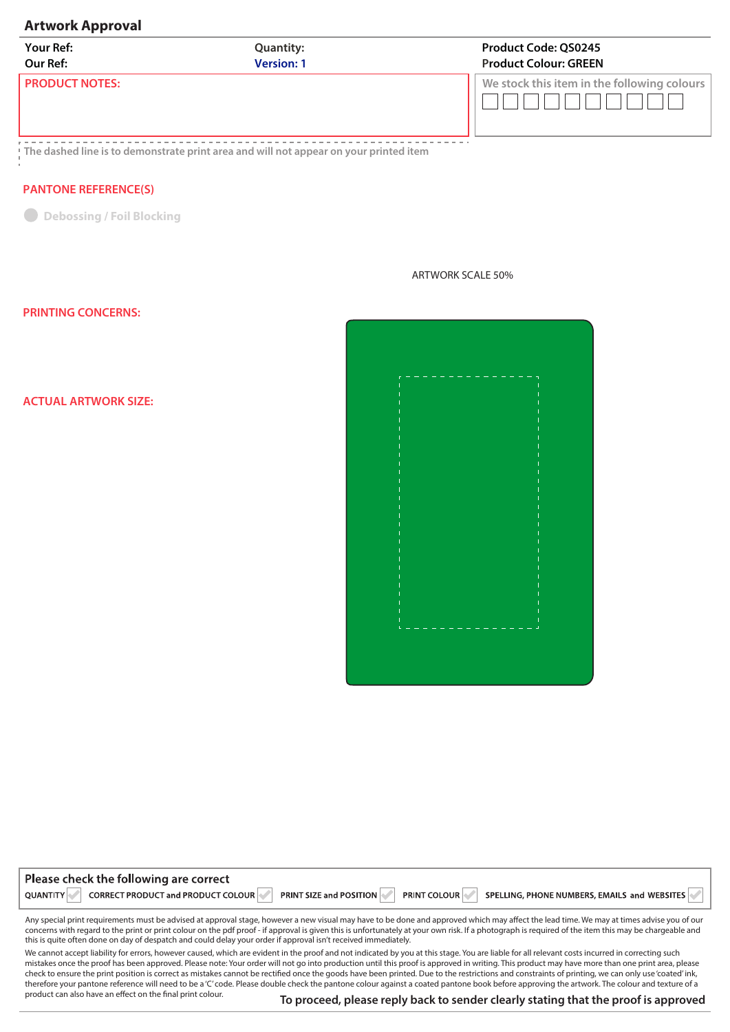## Artwork Approval

| | | |
|---|---|---|
| Your Ref: | Quantity: | Product Code: QS0245 |
| Our Ref: | Version: 1 | Product Colour: GREEN |

**PRODUCT NOTES:**

We stock this item in the following colours

The dashed line is to demonstrate print area and will not appear on your printed item

**PANTONE REFERENCE(S)**

Debossing / Foil Blocking

ARTWORK SCALE 50%

**PRINTING CONCERNS:**

**ACTUAL ARTWORK SIZE:**

**Please check the following are correct**

QUANTITY ☐ CORRECT PRODUCT and PRODUCT COLOUR ☐ PRINT SIZE and POSITION ☐ PRINT COLOUR ☐ SPELLING, PHONE NUMBERS, EMAILS and WEBSITES ☐

Any special print requirements must be advised at approval stage, however a new visual may have to be done and approved which may affect the lead time. We may at times advise you of our concerns with regard to the print or print colour on the pdf proof - if approval is given this is unfortunately at your own risk. If a photograph is required of the item this may be chargeable and this is quite often done on day of despatch and could delay your order if approval isn't received immediately.

We cannot accept liability for errors, however caused, which are evident in the proof and not indicated by you at this stage. You are liable for all relevant costs incurred in correcting such mistakes once the proof has been approved. Please note: Your order will not go into production until this proof is approved in writing. This product may have more than one print area, please check to ensure the print position is correct as mistakes cannot be rectified once the goods have been printed. Due to the restrictions and constraints of printing, we can only use 'coated' ink, therefore your pantone reference will need to be a 'C' code. Please double check the pantone colour against a coated pantone book before approving the artwork. The colour and texture of a product can also have an effect on the final print colour.

**To proceed, please reply back to sender clearly stating that the proof is approved**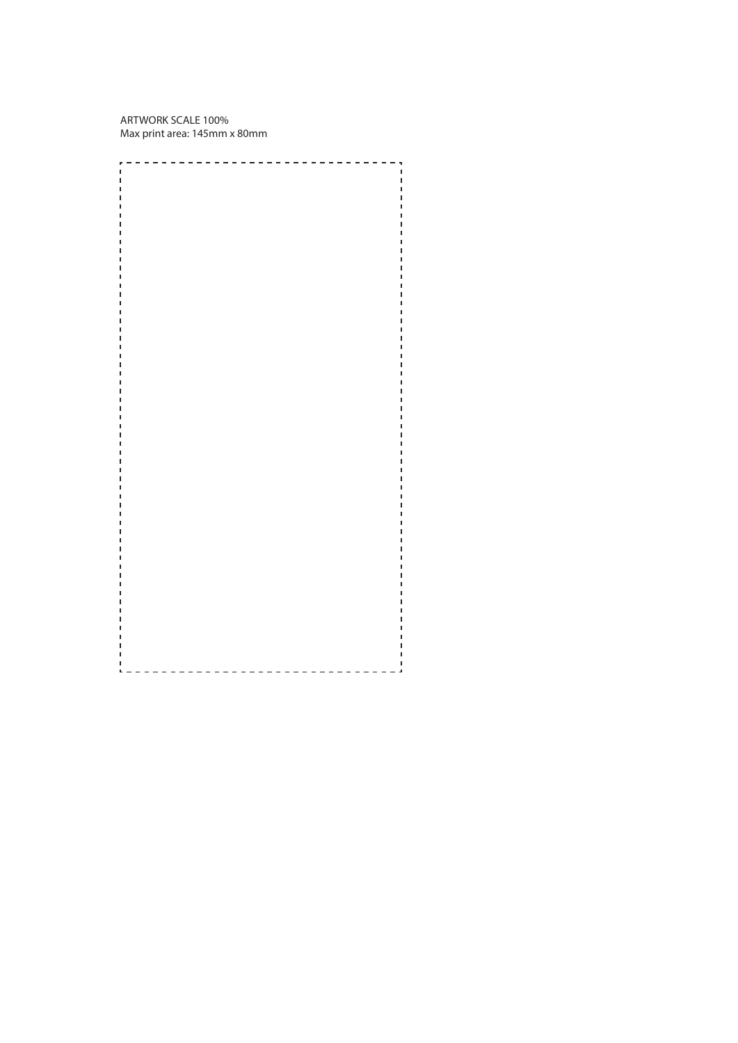ARTWORK SCALE 100%
Max print area: 145mm x 80mm